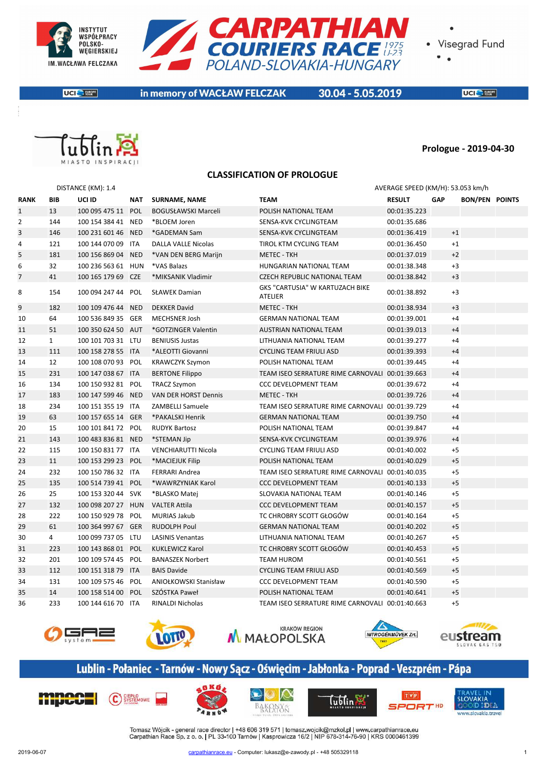# CARPATHIAN COURIERS RACE 1975 U-23

## POLAND-SLOVAKIA-HUNGARY

in memory of WACŁAW FELCZAK 30.04 - 5.05.2019

**Prologue - 2019-04-30**

## CLASSIFICATION OF PROLOGUE

DISTANCE (KM): 1.4

AVERAGE SPEED (KM/H): 53.053 km/h

| RANK | BIB | UCI ID | NAT | SURNAME, NAME | TEAM | RESULT | GAP | BON/PEN | POINTS |
|---|---|---|---|---|---|---|---|---|---|
| 1 | 13 | 100 095 475 11 | POL | BOGUSŁAWSKI Marceli | POLISH NATIONAL TEAM | 00:01:35.223 | | | |
| 2 | 144 | 100 154 384 41 | NED | *BLOEM Joren | SENSA-KVK CYCLINGTEAM | 00:01:35.686 | | | |
| 3 | 146 | 100 231 601 46 | NED | *GADEMAN Sam | SENSA-KVK CYCLINGTEAM | 00:01:36.419 | +1 | | |
| 4 | 121 | 100 144 070 09 | ITA | DALLA VALLE Nicolas | TIROL KTM CYCLING TEAM | 00:01:36.450 | +1 | | |
| 5 | 181 | 100 156 869 04 | NED | *VAN DEN BERG Marijn | METEC - TKH | 00:01:37.019 | +2 | | |
| 6 | 32 | 100 236 563 61 | HUN | *VAS Balazs | HUNGARIAN NATIONAL TEAM | 00:01:38.348 | +3 | | |
| 7 | 41 | 100 165 179 69 | CZE | *MIKSANIK Vladimir | CZECH REPUBLIC NATIONAL TEAM | 00:01:38.842 | +3 | | |
| 8 | 154 | 100 094 247 44 | POL | SŁAWEK Damian | GKS "CARTUSIA" W KARTUZACH BIKE ATELIER | 00:01:38.892 | +3 | | |
| 9 | 182 | 100 109 476 44 | NED | DEKKER David | METEC - TKH | 00:01:38.934 | +3 | | |
| 10 | 64 | 100 536 849 35 | GER | MECHSNER Josh | GERMAN NATIONAL TEAM | 00:01:39.001 | +4 | | |
| 11 | 51 | 100 350 624 50 | AUT | *GOTZINGER Valentin | AUSTRIAN NATIONAL TEAM | 00:01:39.013 | +4 | | |
| 12 | 1 | 100 101 703 31 | LTU | BENIUSIS Justas | LITHUANIA NATIONAL TEAM | 00:01:39.277 | +4 | | |
| 13 | 111 | 100 158 278 55 | ITA | *ALEOTTI Giovanni | CYCLING TEAM FRIULI ASD | 00:01:39.393 | +4 | | |
| 14 | 12 | 100 108 070 93 | POL | KRAWCZYK Szymon | POLISH NATIONAL TEAM | 00:01:39.445 | +4 | | |
| 15 | 231 | 100 147 038 67 | ITA | BERTONE Filippo | TEAM ISEO SERRATURE RIME CARNOVALI | 00:01:39.663 | +4 | | |
| 16 | 134 | 100 150 932 81 | POL | TRACZ Szymon | CCC DEVELOPMENT TEAM | 00:01:39.672 | +4 | | |
| 17 | 183 | 100 147 599 46 | NED | VAN DER HORST Dennis | METEC - TKH | 00:01:39.726 | +4 | | |
| 18 | 234 | 100 151 355 19 | ITA | ZAMBELLI Samuele | TEAM ISEO SERRATURE RIME CARNOVALI | 00:01:39.729 | +4 | | |
| 19 | 63 | 100 157 655 14 | GER | *PAKALSKI Henrik | GERMAN NATIONAL TEAM | 00:01:39.750 | +4 | | |
| 20 | 15 | 100 101 841 72 | POL | RUDYK Bartosz | POLISH NATIONAL TEAM | 00:01:39.847 | +4 | | |
| 21 | 143 | 100 483 836 81 | NED | *STEMAN Jip | SENSA-KVK CYCLINGTEAM | 00:01:39.976 | +4 | | |
| 22 | 115 | 100 150 831 77 | ITA | VENCHIARUTTI Nicola | CYCLING TEAM FRIULI ASD | 00:01:40.002 | +5 | | |
| 23 | 11 | 100 153 299 23 | POL | *MACIEJUK Filip | POLISH NATIONAL TEAM | 00:01:40.029 | +5 | | |
| 24 | 232 | 100 150 786 32 | ITA | FERRARI Andrea | TEAM ISEO SERRATURE RIME CARNOVALI | 00:01:40.035 | +5 | | |
| 25 | 135 | 100 514 739 41 | POL | *WAWRZYNIAK Karol | CCC DEVELOPMENT TEAM | 00:01:40.133 | +5 | | |
| 26 | 25 | 100 153 320 44 | SVK | *BLASKO Matej | SLOVAKIA NATIONAL TEAM | 00:01:40.146 | +5 | | |
| 27 | 132 | 100 098 207 27 | HUN | VALTER Attila | CCC DEVELOPMENT TEAM | 00:01:40.157 | +5 | | |
| 28 | 222 | 100 150 929 78 | POL | MURIAS Jakub | TC CHROBRY SCOTT GŁOGÓW | 00:01:40.164 | +5 | | |
| 29 | 61 | 100 364 997 67 | GER | RUDOLPH Poul | GERMAN NATIONAL TEAM | 00:01:40.202 | +5 | | |
| 30 | 4 | 100 099 737 05 | LTU | LASINIS Venantas | LITHUANIA NATIONAL TEAM | 00:01:40.267 | +5 | | |
| 31 | 223 | 100 143 868 01 | POL | KUKLEWICZ Karol | TC CHROBRY SCOTT GŁOGÓW | 00:01:40.453 | +5 | | |
| 32 | 201 | 100 109 574 45 | POL | BANASZEK Norbert | TEAM HUROM | 00:01:40.561 | +5 | | |
| 33 | 112 | 100 151 318 79 | ITA | BAIS Davide | CYCLING TEAM FRIULI ASD | 00:01:40.569 | +5 | | |
| 34 | 131 | 100 109 575 46 | POL | ANIOŁKOWSKI Stanisław | CCC DEVELOPMENT TEAM | 00:01:40.590 | +5 | | |
| 35 | 14 | 100 158 514 00 | POL | SZÓSTKA Paweł | POLISH NATIONAL TEAM | 00:01:40.641 | +5 | | |
| 36 | 233 | 100 144 616 70 | ITA | RINALDI Nicholas | TEAM ISEO SERRATURE RIME CARNOVALI | 00:01:40.663 | +5 | | |

Lublin - Połaniec - Tarnów - Nowy Sącz - Oświęcim - Jabłonka - Poprad - Veszprém - Pápa

Tomasz Wójcik - general race director | +48 606 319 571 | tomasz.wojcik@mzkol.pl | www.carpathianrace.eu
Carpathian Race Sp. z o. o. | PL 33-100 Tarnów | Kasprowicza 16/2 | NIP 678-314-76-90 | KRS 0000461399

2019-06-07 carpathianrace.eu - Computer: lukasz@e-zawody.pl - +48 505329118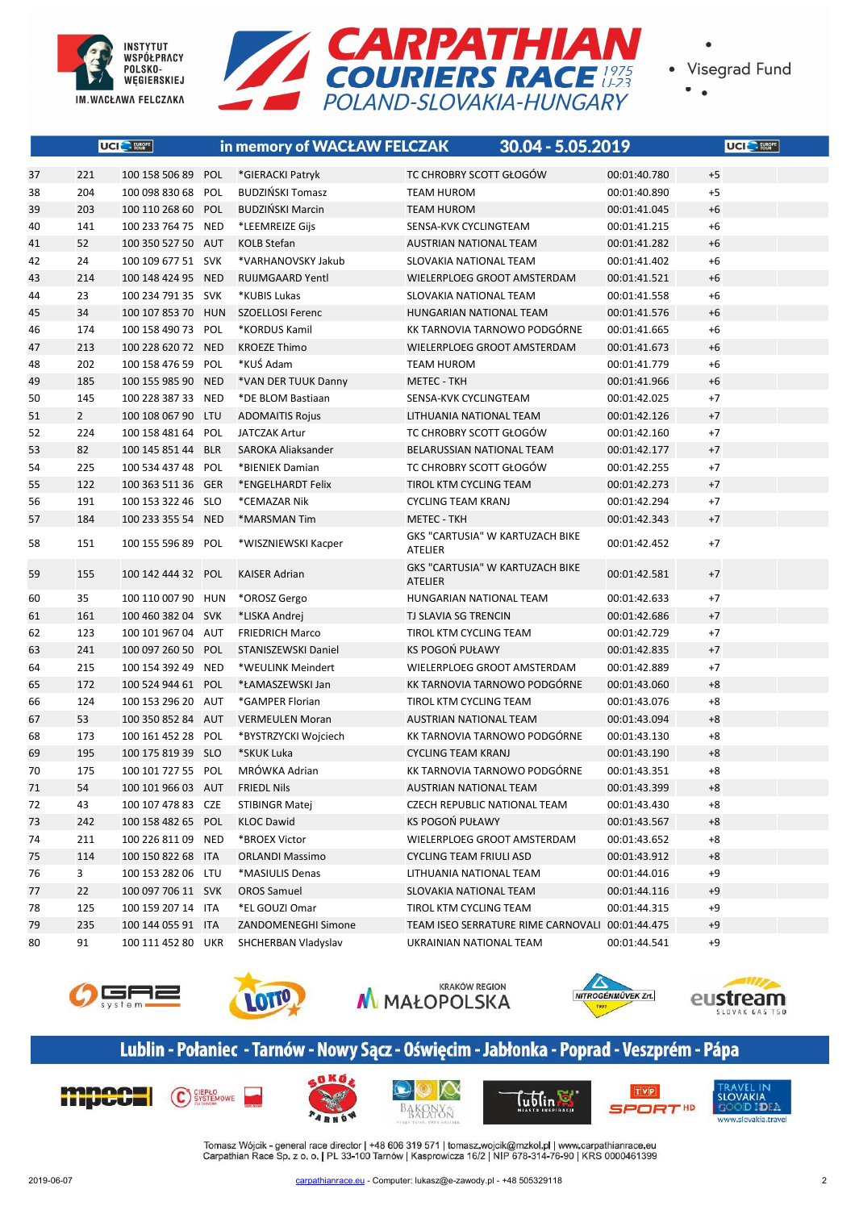# CARPATHIAN COURIERS RACE 1975 U-23 POLAND-SLOVAKIA-HUNGARY

INSTYTUT WSPÓŁPRACY POLSKO-WĘGIERSKIEJ IM. WACŁAWA FELCZAKA

Visegrad Fund

in memory of WACŁAW FELCZAK 30.04 - 5.05.2019

| | | | | | | | |
|---|---|---|---|---|---|---|---|
| 37 | 221 | 100 158 506 89 | POL | *GIERACKI Patryk | TC CHROBRY SCOTT GŁOGÓW | 00:01:40.780 | +5 |
| 38 | 204 | 100 098 830 68 | POL | BUDZIŃSKI Tomasz | TEAM HUROM | 00:01:40.890 | +5 |
| 39 | 203 | 100 110 268 60 | POL | BUDZIŃSKI Marcin | TEAM HUROM | 00:01:41.045 | +6 |
| 40 | 141 | 100 233 764 75 | NED | *LEEMREIZE Gijs | SENSA-KVK CYCLINGTEAM | 00:01:41.215 | +6 |
| 41 | 52 | 100 350 527 50 | AUT | KOLB Stefan | AUSTRIAN NATIONAL TEAM | 00:01:41.282 | +6 |
| 42 | 24 | 100 109 677 51 | SVK | *VARHANOVSKY Jakub | SLOVAKIA NATIONAL TEAM | 00:01:41.402 | +6 |
| 43 | 214 | 100 148 424 95 | NED | RUIJMGAARD Yentl | WIELERPLOEG GROOT AMSTERDAM | 00:01:41.521 | +6 |
| 44 | 23 | 100 234 791 35 | SVK | *KUBIS Lukas | SLOVAKIA NATIONAL TEAM | 00:01:41.558 | +6 |
| 45 | 34 | 100 107 853 70 | HUN | SZOELLOSI Ferenc | HUNGARIAN NATIONAL TEAM | 00:01:41.576 | +6 |
| 46 | 174 | 100 158 490 73 | POL | *KORDUS Kamil | KK TARNOVIA TARNOWO PODGÓRNE | 00:01:41.665 | +6 |
| 47 | 213 | 100 228 620 72 | NED | KROEZE Thimo | WIELERPLOEG GROOT AMSTERDAM | 00:01:41.673 | +6 |
| 48 | 202 | 100 158 476 59 | POL | *KUŚ Adam | TEAM HUROM | 00:01:41.779 | +6 |
| 49 | 185 | 100 155 985 90 | NED | *VAN DER TUUK Danny | METEC - TKH | 00:01:41.966 | +6 |
| 50 | 145 | 100 228 387 33 | NED | *DE BLOM Bastiaan | SENSA-KVK CYCLINGTEAM | 00:01:42.025 | +7 |
| 51 | 2 | 100 108 067 90 | LTU | ADOMAITIS Rojus | LITHUANIA NATIONAL TEAM | 00:01:42.126 | +7 |
| 52 | 224 | 100 158 481 64 | POL | JATCZAK Artur | TC CHROBRY SCOTT GŁOGÓW | 00:01:42.160 | +7 |
| 53 | 82 | 100 145 851 44 | BLR | SAROKA Aliaksander | BELARUSSIAN NATIONAL TEAM | 00:01:42.177 | +7 |
| 54 | 225 | 100 534 437 48 | POL | *BIENIEK Damian | TC CHROBRY SCOTT GŁOGÓW | 00:01:42.255 | +7 |
| 55 | 122 | 100 363 511 36 | GER | *ENGELHARDT Felix | TIROL KTM CYCLING TEAM | 00:01:42.273 | +7 |
| 56 | 191 | 100 153 322 46 | SLO | *CEMAZAR Nik | CYCLING TEAM KRANJ | 00:01:42.294 | +7 |
| 57 | 184 | 100 233 355 54 | NED | *MARSMAN Tim | METEC - TKH | 00:01:42.343 | +7 |
| 58 | 151 | 100 155 596 89 | POL | *WISZNIEWSKI Kacper | GKS "CARTUSIA" W KARTUZACH BIKE ATELIER | 00:01:42.452 | +7 |
| 59 | 155 | 100 142 444 32 | POL | KAISER Adrian | GKS "CARTUSIA" W KARTUZACH BIKE ATELIER | 00:01:42.581 | +7 |
| 60 | 35 | 100 110 007 90 | HUN | *OROSZ Gergo | HUNGARIAN NATIONAL TEAM | 00:01:42.633 | +7 |
| 61 | 161 | 100 460 382 04 | SVK | *LISKA Andrej | TJ SLAVIA SG TRENCIN | 00:01:42.686 | +7 |
| 62 | 123 | 100 101 967 04 | AUT | FRIEDRICH Marco | TIROL KTM CYCLING TEAM | 00:01:42.729 | +7 |
| 63 | 241 | 100 097 260 50 | POL | STANISZEWSKI Daniel | KS POGOŃ PUŁAWY | 00:01:42.835 | +7 |
| 64 | 215 | 100 154 392 49 | NED | *WEULINK Meindert | WIELERPLOEG GROOT AMSTERDAM | 00:01:42.889 | +7 |
| 65 | 172 | 100 524 944 61 | POL | *ŁAMASZEWSKI Jan | KK TARNOVIA TARNOWO PODGÓRNE | 00:01:43.060 | +8 |
| 66 | 124 | 100 153 296 20 | AUT | *GAMPER Florian | TIROL KTM CYCLING TEAM | 00:01:43.076 | +8 |
| 67 | 53 | 100 350 852 84 | AUT | VERMEULEN Moran | AUSTRIAN NATIONAL TEAM | 00:01:43.094 | +8 |
| 68 | 173 | 100 161 452 28 | POL | *BYSTRZYCKI Wojciech | KK TARNOVIA TARNOWO PODGÓRNE | 00:01:43.130 | +8 |
| 69 | 195 | 100 175 819 39 | SLO | *SKUK Luka | CYCLING TEAM KRANJ | 00:01:43.190 | +8 |
| 70 | 175 | 100 101 727 55 | POL | MRÓWKA Adrian | KK TARNOVIA TARNOWO PODGÓRNE | 00:01:43.351 | +8 |
| 71 | 54 | 100 101 966 03 | AUT | FRIEDL Nils | AUSTRIAN NATIONAL TEAM | 00:01:43.399 | +8 |
| 72 | 43 | 100 107 478 83 | CZE | STIBINGR Matej | CZECH REPUBLIC NATIONAL TEAM | 00:01:43.430 | +8 |
| 73 | 242 | 100 158 482 65 | POL | KLOC Dawid | KS POGOŃ PUŁAWY | 00:01:43.567 | +8 |
| 74 | 211 | 100 226 811 09 | NED | *BROEX Victor | WIELERPLOEG GROOT AMSTERDAM | 00:01:43.652 | +8 |
| 75 | 114 | 100 150 822 68 | ITA | ORLANDI Massimo | CYCLING TEAM FRIULI ASD | 00:01:43.912 | +8 |
| 76 | 3 | 100 153 282 06 | LTU | *MASIULIS Denas | LITHUANIA NATIONAL TEAM | 00:01:44.016 | +9 |
| 77 | 22 | 100 097 706 11 | SVK | OROS Samuel | SLOVAKIA NATIONAL TEAM | 00:01:44.116 | +9 |
| 78 | 125 | 100 159 207 14 | ITA | *EL GOUZI Omar | TIROL KTM CYCLING TEAM | 00:01:44.315 | +9 |
| 79 | 235 | 100 144 055 91 | ITA | ZANDOMENEGHI Simone | TEAM ISEO SERRATURE RIME CARNOVALI | 00:01:44.475 | +9 |
| 80 | 91 | 100 111 452 80 | UKR | SHCHERBAN Vladyslav | UKRAINIAN NATIONAL TEAM | 00:01:44.541 | +9 |

**Lublin - Połaniec - Tarnów - Nowy Sącz - Oświęcim - Jabłonka - Poprad - Veszprém - Pápa**

Tomasz Wójcik - general race director | +48 606 319 571 | tomasz.wojcik@mzkol.pl | www.carpathianrace.eu
Carpathian Race Sp. z o. o. | PL 33-100 Tarnów | Kasprowicza 16/2 | NIP 678-314-76-90 | KRS 0000461399

2019-06-07 carpathianrace.eu - Computer: lukasz@e-zawody.pl - +48 505329118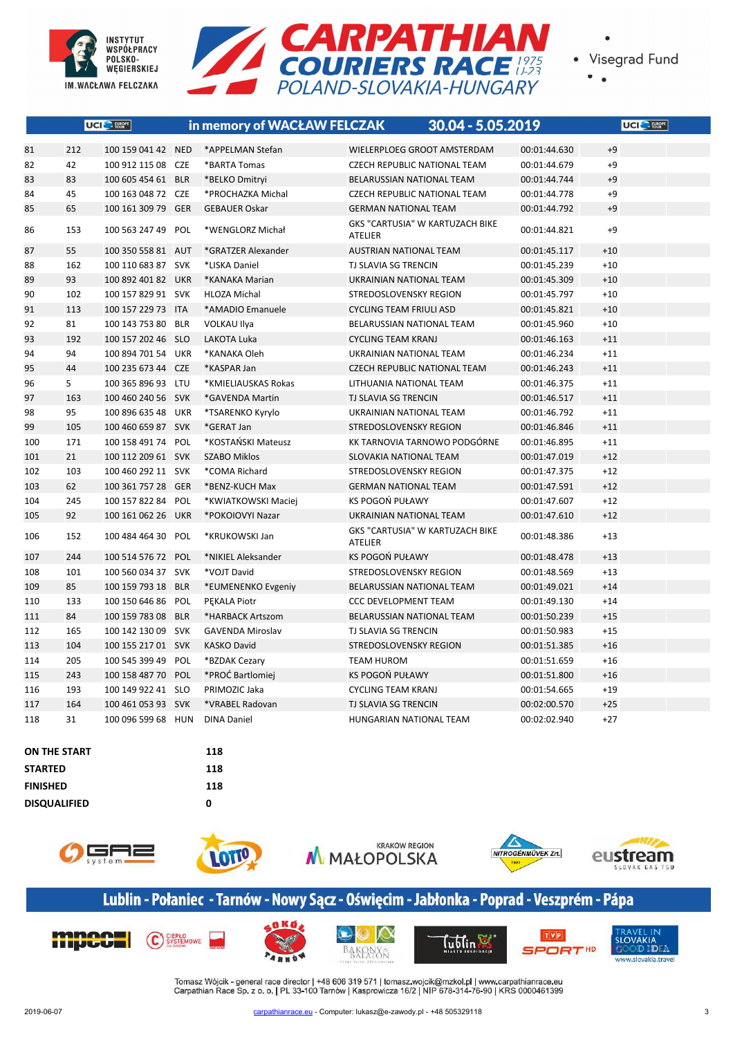# CARPATHIAN COURIERS RACE U-23 POLAND-SLOVAKIA-HUNGARY

in memory of WACŁAW FELCZAK 30.04 - 5.05.2019

| | | | | | | | |
|---|---|---|---|---|---|---|---|
| 81 | 212 | 100 159 041 42 | NED | *APPELMAN Stefan | WIELERPLOEG GROOT AMSTERDAM | 00:01:44.630 | +9 |
| 82 | 42 | 100 912 115 08 | CZE | *BARTA Tomas | CZECH REPUBLIC NATIONAL TEAM | 00:01:44.679 | +9 |
| 83 | 83 | 100 605 454 61 | BLR | *BELKO Dmitryi | BELARUSSIAN NATIONAL TEAM | 00:01:44.744 | +9 |
| 84 | 45 | 100 163 048 72 | CZE | *PROCHAZKA Michal | CZECH REPUBLIC NATIONAL TEAM | 00:01:44.778 | +9 |
| 85 | 65 | 100 161 309 79 | GER | GEBAUER Oskar | GERMAN NATIONAL TEAM | 00:01:44.792 | +9 |
| 86 | 153 | 100 563 247 49 | POL | *WENGLORZ Michał | GKS "CARTUSIA" W KARTUZACH BIKE ATELIER | 00:01:44.821 | +9 |
| 87 | 55 | 100 350 558 81 | AUT | *GRATZER Alexander | AUSTRIAN NATIONAL TEAM | 00:01:45.117 | +10 |
| 88 | 162 | 100 110 683 87 | SVK | *LISKA Daniel | TJ SLAVIA SG TRENCIN | 00:01:45.239 | +10 |
| 89 | 93 | 100 892 401 82 | UKR | *KANAKA Marian | UKRAINIAN NATIONAL TEAM | 00:01:45.309 | +10 |
| 90 | 102 | 100 157 829 91 | SVK | HLOZA Michal | STREDOSLOVENSKY REGION | 00:01:45.797 | +10 |
| 91 | 113 | 100 157 229 73 | ITA | *AMADIO Emanuele | CYCLING TEAM FRIULI ASD | 00:01:45.821 | +10 |
| 92 | 81 | 100 143 753 80 | BLR | VOLKAU Ilya | BELARUSSIAN NATIONAL TEAM | 00:01:45.960 | +10 |
| 93 | 192 | 100 157 202 46 | SLO | LAKOTA Luka | CYCLING TEAM KRANJ | 00:01:46.163 | +11 |
| 94 | 94 | 100 894 701 54 | UKR | *KANAKA Oleh | UKRAINIAN NATIONAL TEAM | 00:01:46.234 | +11 |
| 95 | 44 | 100 235 673 44 | CZE | *KASPAR Jan | CZECH REPUBLIC NATIONAL TEAM | 00:01:46.243 | +11 |
| 96 | 5 | 100 365 896 93 | LTU | *KMIELIAUSKAS Rokas | LITHUANIA NATIONAL TEAM | 00:01:46.375 | +11 |
| 97 | 163 | 100 460 240 56 | SVK | *GAVENDA Martin | TJ SLAVIA SG TRENCIN | 00:01:46.517 | +11 |
| 98 | 95 | 100 896 635 48 | UKR | *TSARENKO Kyrylo | UKRAINIAN NATIONAL TEAM | 00:01:46.792 | +11 |
| 99 | 105 | 100 460 659 87 | SVK | *GERAT Jan | STREDOSLOVENSKY REGION | 00:01:46.846 | +11 |
| 100 | 171 | 100 158 491 74 | POL | *KOSTAŃSKI Mateusz | KK TARNOVIA TARNOWO PODGÓRNE | 00:01:46.895 | +11 |
| 101 | 21 | 100 112 209 61 | SVK | SZABO Miklos | SLOVAKIA NATIONAL TEAM | 00:01:47.019 | +12 |
| 102 | 103 | 100 460 292 11 | SVK | *COMA Richard | STREDOSLOVENSKY REGION | 00:01:47.375 | +12 |
| 103 | 62 | 100 361 757 28 | GER | *BENZ-KUCH Max | GERMAN NATIONAL TEAM | 00:01:47.591 | +12 |
| 104 | 245 | 100 157 822 84 | POL | *KWIATKOWSKI Maciej | KS POGOŃ PUŁAWY | 00:01:47.607 | +12 |
| 105 | 92 | 100 161 062 26 | UKR | *POKOIOVYI Nazar | UKRAINIAN NATIONAL TEAM | 00:01:47.610 | +12 |
| 106 | 152 | 100 484 464 30 | POL | *KRUKOWSKI Jan | GKS "CARTUSIA" W KARTUZACH BIKE ATELIER | 00:01:48.386 | +13 |
| 107 | 244 | 100 514 576 72 | POL | *NIKIEL Aleksander | KS POGOŃ PUŁAWY | 00:01:48.478 | +13 |
| 108 | 101 | 100 560 034 37 | SVK | *VOJT David | STREDOSLOVENSKY REGION | 00:01:48.569 | +13 |
| 109 | 85 | 100 159 793 18 | BLR | *EUMENENKO Evgeniy | BELARUSSIAN NATIONAL TEAM | 00:01:49.021 | +14 |
| 110 | 133 | 100 150 646 86 | POL | PĘKALA Piotr | CCC DEVELOPMENT TEAM | 00:01:49.130 | +14 |
| 111 | 84 | 100 159 783 08 | BLR | *HARBACK Artszom | BELARUSSIAN NATIONAL TEAM | 00:01:50.239 | +15 |
| 112 | 165 | 100 142 130 09 | SVK | GAVENDA Miroslav | TJ SLAVIA SG TRENCIN | 00:01:50.983 | +15 |
| 113 | 104 | 100 155 217 01 | SVK | KASKO David | STREDOSLOVENSKY REGION | 00:01:51.385 | +16 |
| 114 | 205 | 100 545 399 49 | POL | *BZDAK Cezary | TEAM HUROM | 00:01:51.659 | +16 |
| 115 | 243 | 100 158 487 70 | POL | *PROĆ Bartlomiej | KS POGOŃ PUŁAWY | 00:01:51.800 | +16 |
| 116 | 193 | 100 149 922 41 | SLO | PRIMOZIC Jaka | CYCLING TEAM KRANJ | 00:01:54.665 | +19 |
| 117 | 164 | 100 461 053 93 | SVK | *VRABEL Radovan | TJ SLAVIA SG TRENCIN | 00:02:00.570 | +25 |
| 118 | 31 | 100 096 599 68 | HUN | DINA Daniel | HUNGARIAN NATIONAL TEAM | 00:02:02.940 | +27 |

| | |
|---|---|
| **ON THE START** | **118** |
| **STARTED** | **118** |
| **FINISHED** | **118** |
| **DISQUALIFIED** | **0** |

Lublin - Połaniec - Tarnów - Nowy Sącz - Oświęcim - Jabłonka - Poprad - Veszprém - Pápa

Tomasz Wójcik - general race director | +48 606 319 571 | tomasz.wojcik@mzkol.pl | www.carpathianrace.eu
Carpathian Race Sp. z o. o. | PL 33-100 Tarnów | Kasprowicza 16/2 | NIP 678-314-76-90 | KRS 0000461399

2019-06-07 carpathianrace.eu - Computer: lukasz@e-zawody.pl - +48 505329118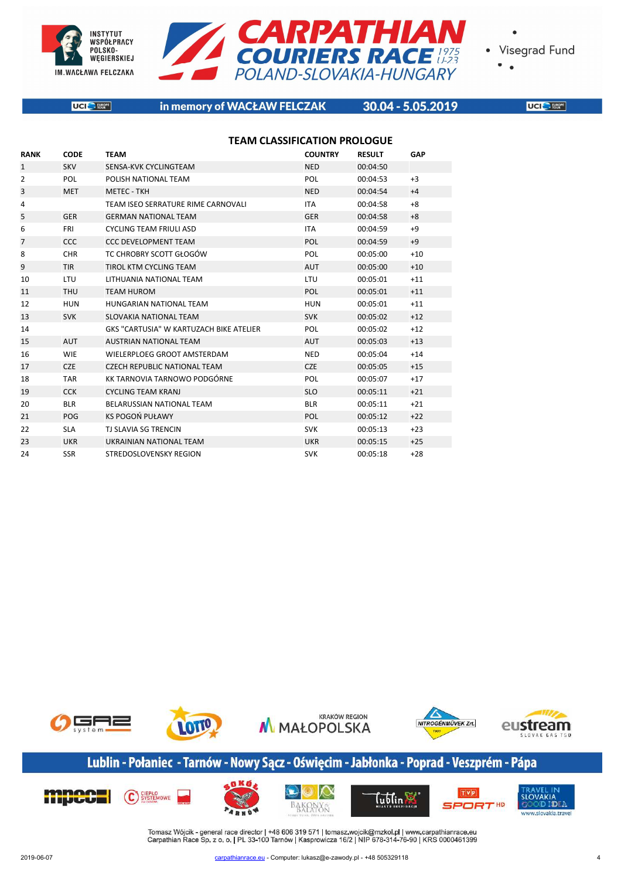in memory of WACŁAW FELCZAK 30.04 - 5.05.2019

## TEAM CLASSIFICATION PROLOGUE

| RANK | CODE | TEAM | COUNTRY | RESULT | GAP |
|---|---|---|---|---|---|
| 1 | SKV | SENSA-KVK CYCLINGTEAM | NED | 00:04:50 | |
| 2 | POL | POLISH NATIONAL TEAM | POL | 00:04:53 | +3 |
| 3 | MET | METEC - TKH | NED | 00:04:54 | +4 |
| 4 | | TEAM ISEO SERRATURE RIME CARNOVALI | ITA | 00:04:58 | +8 |
| 5 | GER | GERMAN NATIONAL TEAM | GER | 00:04:58 | +8 |
| 6 | FRI | CYCLING TEAM FRIULI ASD | ITA | 00:04:59 | +9 |
| 7 | CCC | CCC DEVELOPMENT TEAM | POL | 00:04:59 | +9 |
| 8 | CHR | TC CHROBRY SCOTT GŁOGÓW | POL | 00:05:00 | +10 |
| 9 | TIR | TIROL KTM CYCLING TEAM | AUT | 00:05:00 | +10 |
| 10 | LTU | LITHUANIA NATIONAL TEAM | LTU | 00:05:01 | +11 |
| 11 | THU | TEAM HUROM | POL | 00:05:01 | +11 |
| 12 | HUN | HUNGARIAN NATIONAL TEAM | HUN | 00:05:01 | +11 |
| 13 | SVK | SLOVAKIA NATIONAL TEAM | SVK | 00:05:02 | +12 |
| 14 | | GKS "CARTUSIA" W KARTUZACH BIKE ATELIER | POL | 00:05:02 | +12 |
| 15 | AUT | AUSTRIAN NATIONAL TEAM | AUT | 00:05:03 | +13 |
| 16 | WIE | WIELERPLOEG GROOT AMSTERDAM | NED | 00:05:04 | +14 |
| 17 | CZE | CZECH REPUBLIC NATIONAL TEAM | CZE | 00:05:05 | +15 |
| 18 | TAR | KK TARNOVIA TARNOWO PODGÓRNE | POL | 00:05:07 | +17 |
| 19 | CCK | CYCLING TEAM KRANJ | SLO | 00:05:11 | +21 |
| 20 | BLR | BELARUSSIAN NATIONAL TEAM | BLR | 00:05:11 | +21 |
| 21 | POG | KS POGOŃ PUŁAWY | POL | 00:05:12 | +22 |
| 22 | SLA | TJ SLAVIA SG TRENCIN | SVK | 00:05:13 | +23 |
| 23 | UKR | UKRAINIAN NATIONAL TEAM | UKR | 00:05:15 | +25 |
| 24 | SSR | STREDOSLOVENSKY REGION | SVK | 00:05:18 | +28 |

Lublin - Połaniec - Tarnów - Nowy Sącz - Oświęcim - Jabłonka - Poprad - Veszprém - Pápa

Tomasz Wójcik - general race director | +48 606 319 571 | tomasz.wojcik@mzkol.pl | www.carpathianrace.eu
Carpathian Race Sp. z o. o. | PL 33-100 Tarnów | Kasprowicza 16/2 | NIP 678-314-76-90 | KRS 0000461399

2019-06-07 carpathianrace.eu - Computer: lukasz@e-zawody.pl - +48 505329118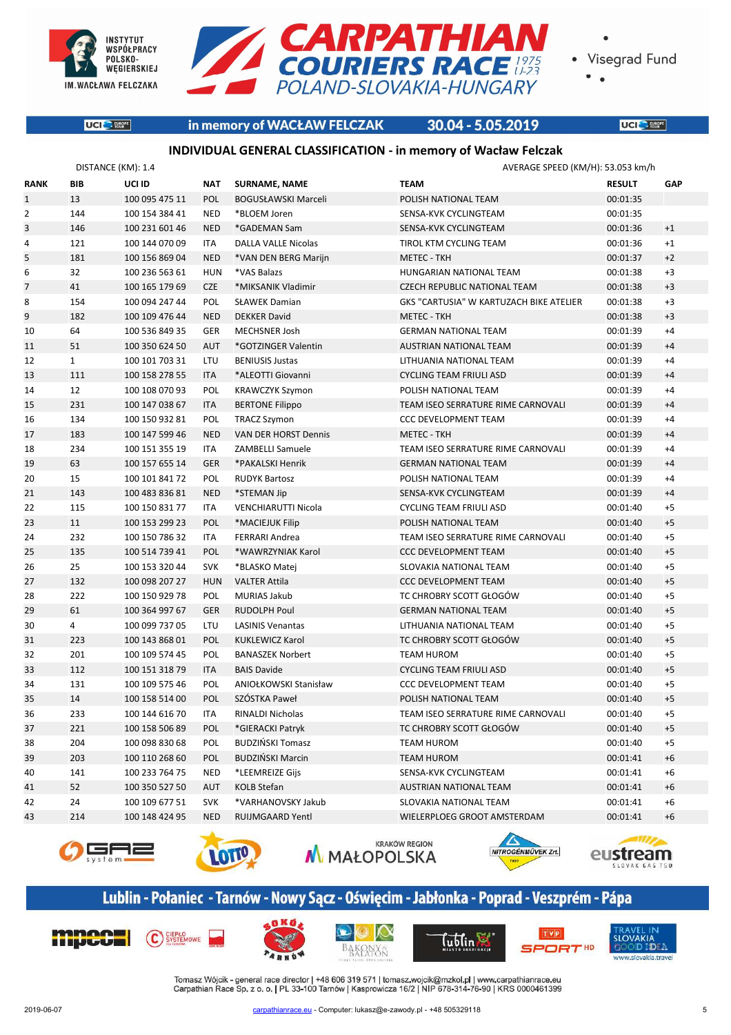CARPATHIAN COURIERS RACE 1975 U-23 POLAND-SLOVAKIA-HUNGARY

in memory of WACŁAW FELCZAK 30.04 - 5.05.2019

## INDIVIDUAL GENERAL CLASSIFICATION - in memory of Wacław Felczak

DISTANCE (KM): 1.4 AVERAGE SPEED (KM/H): 53.053 km/h

| RANK | BIB | UCI ID | NAT | SURNAME, NAME | TEAM | RESULT | GAP |
|---|---|---|---|---|---|---|---|
| 1 | 13 | 100 095 475 11 | POL | BOGUSŁAWSKI Marceli | POLISH NATIONAL TEAM | 00:01:35 | |
| 2 | 144 | 100 154 384 41 | NED | *BLOEM Joren | SENSA-KVK CYCLINGTEAM | 00:01:35 | |
| 3 | 146 | 100 231 601 46 | NED | *GADEMAN Sam | SENSA-KVK CYCLINGTEAM | 00:01:36 | +1 |
| 4 | 121 | 100 144 070 09 | ITA | DALLA VALLE Nicolas | TIROL KTM CYCLING TEAM | 00:01:36 | +1 |
| 5 | 181 | 100 156 869 04 | NED | *VAN DEN BERG Marijn | METEC - TKH | 00:01:37 | +2 |
| 6 | 32 | 100 236 563 61 | HUN | *VAS Balazs | HUNGARIAN NATIONAL TEAM | 00:01:38 | +3 |
| 7 | 41 | 100 165 179 69 | CZE | *MIKSANIK Vladimir | CZECH REPUBLIC NATIONAL TEAM | 00:01:38 | +3 |
| 8 | 154 | 100 094 247 44 | POL | SŁAWEK Damian | GKS "CARTUSIA" W KARTUZACH BIKE ATELIER | 00:01:38 | +3 |
| 9 | 182 | 100 109 476 44 | NED | DEKKER David | METEC - TKH | 00:01:38 | +3 |
| 10 | 64 | 100 536 849 35 | GER | MECHSNER Josh | GERMAN NATIONAL TEAM | 00:01:39 | +4 |
| 11 | 51 | 100 350 624 50 | AUT | *GOTZINGER Valentin | AUSTRIAN NATIONAL TEAM | 00:01:39 | +4 |
| 12 | 1 | 100 101 703 31 | LTU | BENIUSIS Justas | LITHUANIA NATIONAL TEAM | 00:01:39 | +4 |
| 13 | 111 | 100 158 278 55 | ITA | *ALEOTTI Giovanni | CYCLING TEAM FRIULI ASD | 00:01:39 | +4 |
| 14 | 12 | 100 108 070 93 | POL | KRAWCZYK Szymon | POLISH NATIONAL TEAM | 00:01:39 | +4 |
| 15 | 231 | 100 147 038 67 | ITA | BERTONE Filippo | TEAM ISEO SERRATURE RIME CARNOVALI | 00:01:39 | +4 |
| 16 | 134 | 100 150 932 81 | POL | TRACZ Szymon | CCC DEVELOPMENT TEAM | 00:01:39 | +4 |
| 17 | 183 | 100 147 599 46 | NED | VAN DER HORST Dennis | METEC - TKH | 00:01:39 | +4 |
| 18 | 234 | 100 151 355 19 | ITA | ZAMBELLI Samuele | TEAM ISEO SERRATURE RIME CARNOVALI | 00:01:39 | +4 |
| 19 | 63 | 100 157 655 14 | GER | *PAKALSKI Henrik | GERMAN NATIONAL TEAM | 00:01:39 | +4 |
| 20 | 15 | 100 101 841 72 | POL | RUDYK Bartosz | POLISH NATIONAL TEAM | 00:01:39 | +4 |
| 21 | 143 | 100 483 836 81 | NED | *STEMAN Jip | SENSA-KVK CYCLINGTEAM | 00:01:39 | +4 |
| 22 | 115 | 100 150 831 77 | ITA | VENCHIARUTTI Nicola | CYCLING TEAM FRIULI ASD | 00:01:40 | +5 |
| 23 | 11 | 100 153 299 23 | POL | *MACIEJUK Filip | POLISH NATIONAL TEAM | 00:01:40 | +5 |
| 24 | 232 | 100 150 786 32 | ITA | FERRARI Andrea | TEAM ISEO SERRATURE RIME CARNOVALI | 00:01:40 | +5 |
| 25 | 135 | 100 514 739 41 | POL | *WAWRZYNIAK Karol | CCC DEVELOPMENT TEAM | 00:01:40 | +5 |
| 26 | 25 | 100 153 320 44 | SVK | *BLASKO Matej | SLOVAKIA NATIONAL TEAM | 00:01:40 | +5 |
| 27 | 132 | 100 098 207 27 | HUN | VALTER Attila | CCC DEVELOPMENT TEAM | 00:01:40 | +5 |
| 28 | 222 | 100 150 929 78 | POL | MURIAS Jakub | TC CHROBRY SCOTT GŁOGÓW | 00:01:40 | +5 |
| 29 | 61 | 100 364 997 67 | GER | RUDOLPH Poul | GERMAN NATIONAL TEAM | 00:01:40 | +5 |
| 30 | 4 | 100 099 737 05 | LTU | LASINIS Venantas | LITHUANIA NATIONAL TEAM | 00:01:40 | +5 |
| 31 | 223 | 100 143 868 01 | POL | KUKLEWICZ Karol | TC CHROBRY SCOTT GŁOGÓW | 00:01:40 | +5 |
| 32 | 201 | 100 109 574 45 | POL | BANASZEK Norbert | TEAM HUROM | 00:01:40 | +5 |
| 33 | 112 | 100 151 318 79 | ITA | BAIS Davide | CYCLING TEAM FRIULI ASD | 00:01:40 | +5 |
| 34 | 131 | 100 109 575 46 | POL | ANIOŁKOWSKI Stanisław | CCC DEVELOPMENT TEAM | 00:01:40 | +5 |
| 35 | 14 | 100 158 514 00 | POL | SZÓSTKA Paweł | POLISH NATIONAL TEAM | 00:01:40 | +5 |
| 36 | 233 | 100 144 616 70 | ITA | RINALDI Nicholas | TEAM ISEO SERRATURE RIME CARNOVALI | 00:01:40 | +5 |
| 37 | 221 | 100 158 506 89 | POL | *GIERACKI Patryk | TC CHROBRY SCOTT GŁOGÓW | 00:01:40 | +5 |
| 38 | 204 | 100 098 830 68 | POL | BUDZIŃSKI Tomasz | TEAM HUROM | 00:01:40 | +5 |
| 39 | 203 | 100 110 268 60 | POL | BUDZIŃSKI Marcin | TEAM HUROM | 00:01:41 | +6 |
| 40 | 141 | 100 233 764 75 | NED | *LEEMREIZE Gijs | SENSA-KVK CYCLINGTEAM | 00:01:41 | +6 |
| 41 | 52 | 100 350 527 50 | AUT | KOLB Stefan | AUSTRIAN NATIONAL TEAM | 00:01:41 | +6 |
| 42 | 24 | 100 109 677 51 | SVK | *VARHANOVSKY Jakub | SLOVAKIA NATIONAL TEAM | 00:01:41 | +6 |
| 43 | 214 | 100 148 424 95 | NED | RUIJMGAARD Yentl | WIELERPLOEG GROOT AMSTERDAM | 00:01:41 | +6 |

Lublin - Połaniec - Tarnów - Nowy Sącz - Oświęcim - Jabłonka - Poprad - Veszprém - Pápa

Tomasz Wójcik - general race director | +48 606 319 571 | tomasz.wojcik@mzkol.pl | www.carpathianrace.eu
Carpathian Race Sp. z o. o. | PL 33-100 Tarnów | Kasprowicza 16/2 | NIP 678-314-76-90 | KRS 0000461399

2019-06-07 carpathianrace.eu - Computer: lukasz@e-zawody.pl - +48 505329118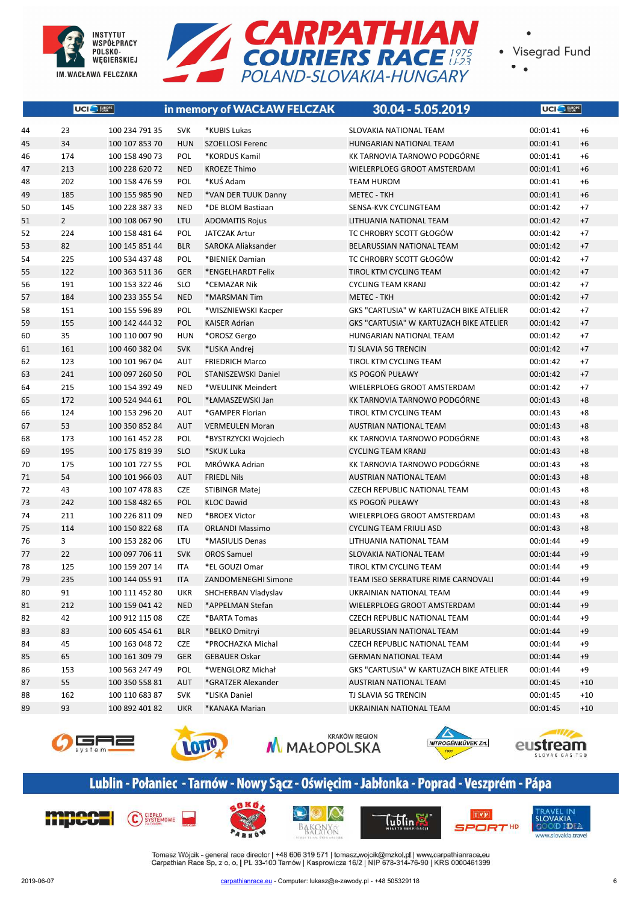# CARPATHIAN COURIERS RACE 1975 U-23 POLAND-SLOVAKIA-HUNGARY

in memory of WACŁAW FELCZAK | 30.04 - 5.05.2019

| | | | | | | | |
|---|---|---|---|---|---|---|---|
| 44 | 23 | 100 234 791 35 | SVK | *KUBIS Lukas | SLOVAKIA NATIONAL TEAM | 00:01:41 | +6 |
| 45 | 34 | 100 107 853 70 | HUN | SZOELLOSI Ferenc | HUNGARIAN NATIONAL TEAM | 00:01:41 | +6 |
| 46 | 174 | 100 158 490 73 | POL | *KORDUS Kamil | KK TARNOVIA TARNOWO PODGÓRNE | 00:01:41 | +6 |
| 47 | 213 | 100 228 620 72 | NED | KROEZE Thimo | WIELERPLOEG GROOT AMSTERDAM | 00:01:41 | +6 |
| 48 | 202 | 100 158 476 59 | POL | *KUŚ Adam | TEAM HUROM | 00:01:41 | +6 |
| 49 | 185 | 100 155 985 90 | NED | *VAN DER TUUK Danny | METEC - TKH | 00:01:41 | +6 |
| 50 | 145 | 100 228 387 33 | NED | *DE BLOM Bastiaan | SENSA-KVK CYCLINGTEAM | 00:01:42 | +7 |
| 51 | 2 | 100 108 067 90 | LTU | ADOMAITIS Rojus | LITHUANIA NATIONAL TEAM | 00:01:42 | +7 |
| 52 | 224 | 100 158 481 64 | POL | JATCZAK Artur | TC CHROBRY SCOTT GŁOGÓW | 00:01:42 | +7 |
| 53 | 82 | 100 145 851 44 | BLR | SAROKA Aliaksander | BELARUSSIAN NATIONAL TEAM | 00:01:42 | +7 |
| 54 | 225 | 100 534 437 48 | POL | *BIENIEK Damian | TC CHROBRY SCOTT GŁOGÓW | 00:01:42 | +7 |
| 55 | 122 | 100 363 511 36 | GER | *ENGELHARDT Felix | TIROL KTM CYCLING TEAM | 00:01:42 | +7 |
| 56 | 191 | 100 153 322 46 | SLO | *CEMAZAR Nik | CYCLING TEAM KRANJ | 00:01:42 | +7 |
| 57 | 184 | 100 233 355 54 | NED | *MARSMAN Tim | METEC - TKH | 00:01:42 | +7 |
| 58 | 151 | 100 155 596 89 | POL | *WISZNIEWSKI Kacper | GKS "CARTUSIA" W KARTUZACH BIKE ATELIER | 00:01:42 | +7 |
| 59 | 155 | 100 142 444 32 | POL | KAISER Adrian | GKS "CARTUSIA" W KARTUZACH BIKE ATELIER | 00:01:42 | +7 |
| 60 | 35 | 100 110 007 90 | HUN | *OROSZ Gergo | HUNGARIAN NATIONAL TEAM | 00:01:42 | +7 |
| 61 | 161 | 100 460 382 04 | SVK | *LISKA Andrej | TJ SLAVIA SG TRENCIN | 00:01:42 | +7 |
| 62 | 123 | 100 101 967 04 | AUT | FRIEDRICH Marco | TIROL KTM CYCLING TEAM | 00:01:42 | +7 |
| 63 | 241 | 100 097 260 50 | POL | STANISZEWSKI Daniel | KS POGOŃ PUŁAWY | 00:01:42 | +7 |
| 64 | 215 | 100 154 392 49 | NED | *WEULINK Meindert | WIELERPLOEG GROOT AMSTERDAM | 00:01:42 | +7 |
| 65 | 172 | 100 524 944 61 | POL | *ŁAMASZEWSKI Jan | KK TARNOVIA TARNOWO PODGÓRNE | 00:01:43 | +8 |
| 66 | 124 | 100 153 296 20 | AUT | *GAMPER Florian | TIROL KTM CYCLING TEAM | 00:01:43 | +8 |
| 67 | 53 | 100 350 852 84 | AUT | VERMEULEN Moran | AUSTRIAN NATIONAL TEAM | 00:01:43 | +8 |
| 68 | 173 | 100 161 452 28 | POL | *BYSTRZYCKI Wojciech | KK TARNOVIA TARNOWO PODGÓRNE | 00:01:43 | +8 |
| 69 | 195 | 100 175 819 39 | SLO | *SKUK Luka | CYCLING TEAM KRANJ | 00:01:43 | +8 |
| 70 | 175 | 100 101 727 55 | POL | MRÓWKA Adrian | KK TARNOVIA TARNOWO PODGÓRNE | 00:01:43 | +8 |
| 71 | 54 | 100 101 966 03 | AUT | FRIEDL Nils | AUSTRIAN NATIONAL TEAM | 00:01:43 | +8 |
| 72 | 43 | 100 107 478 83 | CZE | STIBINGR Matej | CZECH REPUBLIC NATIONAL TEAM | 00:01:43 | +8 |
| 73 | 242 | 100 158 482 65 | POL | KLOC Dawid | KS POGOŃ PUŁAWY | 00:01:43 | +8 |
| 74 | 211 | 100 226 811 09 | NED | *BROEX Victor | WIELERPLOEG GROOT AMSTERDAM | 00:01:43 | +8 |
| 75 | 114 | 100 150 822 68 | ITA | ORLANDI Massimo | CYCLING TEAM FRIULI ASD | 00:01:43 | +8 |
| 76 | 3 | 100 153 282 06 | LTU | *MASIULIS Denas | LITHUANIA NATIONAL TEAM | 00:01:44 | +9 |
| 77 | 22 | 100 097 706 11 | SVK | OROS Samuel | SLOVAKIA NATIONAL TEAM | 00:01:44 | +9 |
| 78 | 125 | 100 159 207 14 | ITA | *EL GOUZI Omar | TIROL KTM CYCLING TEAM | 00:01:44 | +9 |
| 79 | 235 | 100 144 055 91 | ITA | ZANDOMENEGHI Simone | TEAM ISEO SERRATURE RIME CARNOVALI | 00:01:44 | +9 |
| 80 | 91 | 100 111 452 80 | UKR | SHCHERBAN Vladyslav | UKRAINIAN NATIONAL TEAM | 00:01:44 | +9 |
| 81 | 212 | 100 159 041 42 | NED | *APPELMAN Stefan | WIELERPLOEG GROOT AMSTERDAM | 00:01:44 | +9 |
| 82 | 42 | 100 912 115 08 | CZE | *BARTA Tomas | CZECH REPUBLIC NATIONAL TEAM | 00:01:44 | +9 |
| 83 | 83 | 100 605 454 61 | BLR | *BELKO Dmitryi | BELARUSSIAN NATIONAL TEAM | 00:01:44 | +9 |
| 84 | 45 | 100 163 048 72 | CZE | *PROCHAZKA Michal | CZECH REPUBLIC NATIONAL TEAM | 00:01:44 | +9 |
| 85 | 65 | 100 161 309 79 | GER | GEBAUER Oskar | GERMAN NATIONAL TEAM | 00:01:44 | +9 |
| 86 | 153 | 100 563 247 49 | POL | *WENGLORZ Michał | GKS "CARTUSIA" W KARTUZACH BIKE ATELIER | 00:01:44 | +9 |
| 87 | 55 | 100 350 558 81 | AUT | *GRATZER Alexander | AUSTRIAN NATIONAL TEAM | 00:01:45 | +10 |
| 88 | 162 | 100 110 683 87 | SVK | *LISKA Daniel | TJ SLAVIA SG TRENCIN | 00:01:45 | +10 |
| 89 | 93 | 100 892 401 82 | UKR | *KANAKA Marian | UKRAINIAN NATIONAL TEAM | 00:01:45 | +10 |

Lublin - Połaniec - Tarnów - Nowy Sącz - Oświęcim - Jabłonka - Poprad - Veszprém - Pápa

Tomasz Wójcik - general race director | +48 606 319 571 | tomasz.wojcik@mzkol.pl | www.carpathianrace.eu
Carpathian Race Sp. z o. o. | PL 33-100 Tarnów | Kasprowicza 16/2 | NIP 678-314-76-90 | KRS 0000461399

2019-06-07 carpathianrace.eu - Computer: lukasz@e-zawody.pl - +48 505329118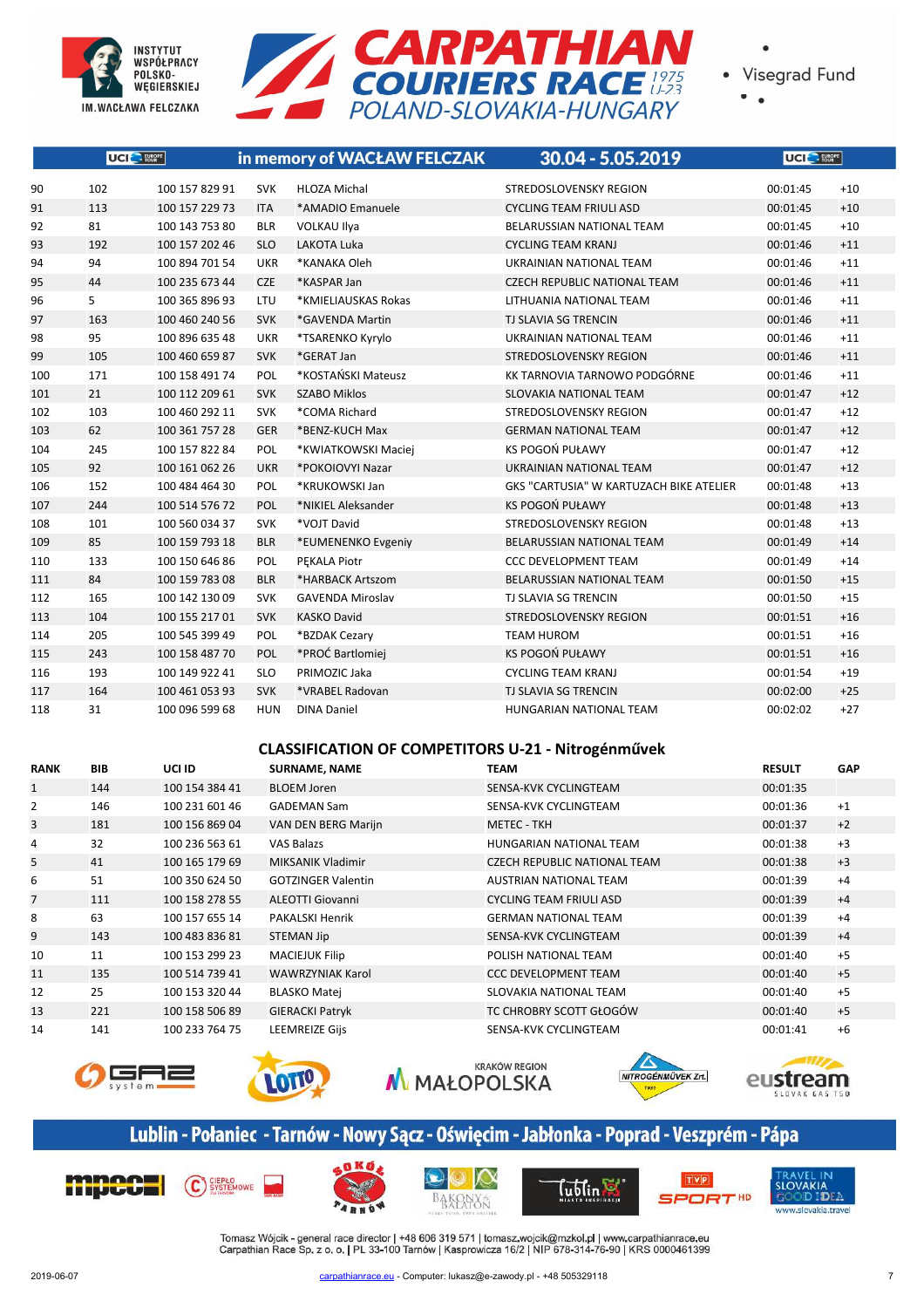| | | | | | | | |
|---|---|---|---|---|---|---|---|
| 90 | 102 | 100 157 829 91 | SVK | HLOZA Michal | STREDOSLOVENSKY REGION | 00:01:45 | +10 |
| 91 | 113 | 100 157 229 73 | ITA | *AMADIO Emanuele | CYCLING TEAM FRIULI ASD | 00:01:45 | +10 |
| 92 | 81 | 100 143 753 80 | BLR | VOLKAU Ilya | BELARUSSIAN NATIONAL TEAM | 00:01:45 | +10 |
| 93 | 192 | 100 157 202 46 | SLO | LAKOTA Luka | CYCLING TEAM KRANJ | 00:01:46 | +11 |
| 94 | 94 | 100 894 701 54 | UKR | *KANAKA Oleh | UKRAINIAN NATIONAL TEAM | 00:01:46 | +11 |
| 95 | 44 | 100 235 673 44 | CZE | *KASPAR Jan | CZECH REPUBLIC NATIONAL TEAM | 00:01:46 | +11 |
| 96 | 5 | 100 365 896 93 | LTU | *KMIELIAUSKAS Rokas | LITHUANIA NATIONAL TEAM | 00:01:46 | +11 |
| 97 | 163 | 100 460 240 56 | SVK | *GAVENDA Martin | TJ SLAVIA SG TRENCIN | 00:01:46 | +11 |
| 98 | 95 | 100 896 635 48 | UKR | *TSARENKO Kyrylo | UKRAINIAN NATIONAL TEAM | 00:01:46 | +11 |
| 99 | 105 | 100 460 659 87 | SVK | *GERAT Jan | STREDOSLOVENSKY REGION | 00:01:46 | +11 |
| 100 | 171 | 100 158 491 74 | POL | *KOSTAŃSKI Mateusz | KK TARNOVIA TARNOWO PODGÓRNE | 00:01:46 | +11 |
| 101 | 21 | 100 112 209 61 | SVK | SZABO Miklos | SLOVAKIA NATIONAL TEAM | 00:01:47 | +12 |
| 102 | 103 | 100 460 292 11 | SVK | *COMA Richard | STREDOSLOVENSKY REGION | 00:01:47 | +12 |
| 103 | 62 | 100 361 757 28 | GER | *BENZ-KUCH Max | GERMAN NATIONAL TEAM | 00:01:47 | +12 |
| 104 | 245 | 100 157 822 84 | POL | *KWIATKOWSKI Maciej | KS POGOŃ PUŁAWY | 00:01:47 | +12 |
| 105 | 92 | 100 161 062 26 | UKR | *POKOIOVYI Nazar | UKRAINIAN NATIONAL TEAM | 00:01:47 | +12 |
| 106 | 152 | 100 484 464 30 | POL | *KRUKOWSKI Jan | GKS "CARTUSIA" W KARTUZACH BIKE ATELIER | 00:01:48 | +13 |
| 107 | 244 | 100 514 576 72 | POL | *NIKIEL Aleksander | KS POGOŃ PUŁAWY | 00:01:48 | +13 |
| 108 | 101 | 100 560 034 37 | SVK | *VOJT David | STREDOSLOVENSKY REGION | 00:01:48 | +13 |
| 109 | 85 | 100 159 793 18 | BLR | *EUMENENKO Evgeniy | BELARUSSIAN NATIONAL TEAM | 00:01:49 | +14 |
| 110 | 133 | 100 150 646 86 | POL | PĘKALA Piotr | CCC DEVELOPMENT TEAM | 00:01:49 | +14 |
| 111 | 84 | 100 159 783 08 | BLR | *HARBACK Artszom | BELARUSSIAN NATIONAL TEAM | 00:01:50 | +15 |
| 112 | 165 | 100 142 130 09 | SVK | GAVENDA Miroslav | TJ SLAVIA SG TRENCIN | 00:01:50 | +15 |
| 113 | 104 | 100 155 217 01 | SVK | KASKO David | STREDOSLOVENSKY REGION | 00:01:51 | +16 |
| 114 | 205 | 100 545 399 49 | POL | *BZDAK Cezary | TEAM HUROM | 00:01:51 | +16 |
| 115 | 243 | 100 158 487 70 | POL | *PROĆ Bartlomiej | KS POGOŃ PUŁAWY | 00:01:51 | +16 |
| 116 | 193 | 100 149 922 41 | SLO | PRIMOZIC Jaka | CYCLING TEAM KRANJ | 00:01:54 | +19 |
| 117 | 164 | 100 461 053 93 | SVK | *VRABEL Radovan | TJ SLAVIA SG TRENCIN | 00:02:00 | +25 |
| 118 | 31 | 100 096 599 68 | HUN | DINA Daniel | HUNGARIAN NATIONAL TEAM | 00:02:02 | +27 |

## CLASSIFICATION OF COMPETITORS U-21 - Nitrogénművek

| RANK | BIB | UCI ID | SURNAME, NAME | TEAM | RESULT | GAP |
|---|---|---|---|---|---|---|
| 1 | 144 | 100 154 384 41 | BLOEM Joren | SENSA-KVK CYCLINGTEAM | 00:01:35 | |
| 2 | 146 | 100 231 601 46 | GADEMAN Sam | SENSA-KVK CYCLINGTEAM | 00:01:36 | +1 |
| 3 | 181 | 100 156 869 04 | VAN DEN BERG Marijn | METEC - TKH | 00:01:37 | +2 |
| 4 | 32 | 100 236 563 61 | VAS Balazs | HUNGARIAN NATIONAL TEAM | 00:01:38 | +3 |
| 5 | 41 | 100 165 179 69 | MIKSANIK Vladimir | CZECH REPUBLIC NATIONAL TEAM | 00:01:38 | +3 |
| 6 | 51 | 100 350 624 50 | GOTZINGER Valentin | AUSTRIAN NATIONAL TEAM | 00:01:39 | +4 |
| 7 | 111 | 100 158 278 55 | ALEOTTI Giovanni | CYCLING TEAM FRIULI ASD | 00:01:39 | +4 |
| 8 | 63 | 100 157 655 14 | PAKALSKI Henrik | GERMAN NATIONAL TEAM | 00:01:39 | +4 |
| 9 | 143 | 100 483 836 81 | STEMAN Jip | SENSA-KVK CYCLINGTEAM | 00:01:39 | +4 |
| 10 | 11 | 100 153 299 23 | MACIEJUK Filip | POLISH NATIONAL TEAM | 00:01:40 | +5 |
| 11 | 135 | 100 514 739 41 | WAWRZYNIAK Karol | CCC DEVELOPMENT TEAM | 00:01:40 | +5 |
| 12 | 25 | 100 153 320 44 | BLASKO Matej | SLOVAKIA NATIONAL TEAM | 00:01:40 | +5 |
| 13 | 221 | 100 158 506 89 | GIERACKI Patryk | TC CHROBRY SCOTT GŁOGÓW | 00:01:40 | +5 |
| 14 | 141 | 100 233 764 75 | LEEMREIZE Gijs | SENSA-KVK CYCLINGTEAM | 00:01:41 | +6 |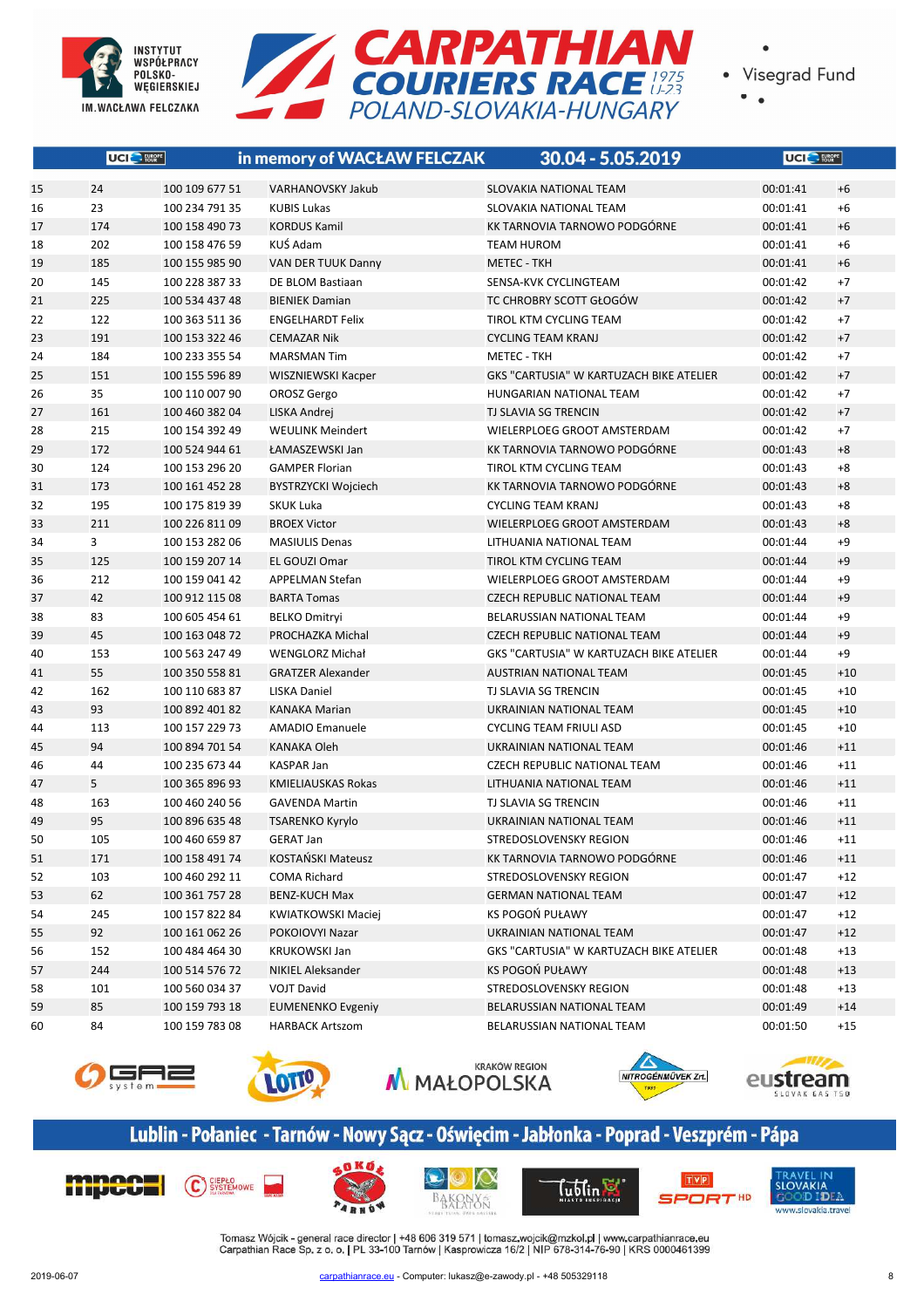in memory of WACŁAW FELCZAK 30.04 - 5.05.2019

| | | | | | | |
|---|---|---|---|---|---|---|
| 15 | 24 | 100 109 677 51 | VARHANOVSKY Jakub | SLOVAKIA NATIONAL TEAM | 00:01:41 | +6 |
| 16 | 23 | 100 234 791 35 | KUBIS Lukas | SLOVAKIA NATIONAL TEAM | 00:01:41 | +6 |
| 17 | 174 | 100 158 490 73 | KORDUS Kamil | KK TARNOVIA TARNOWO PODGÓRNE | 00:01:41 | +6 |
| 18 | 202 | 100 158 476 59 | KUŚ Adam | TEAM HUROM | 00:01:41 | +6 |
| 19 | 185 | 100 155 985 90 | VAN DER TUUK Danny | METEC - TKH | 00:01:41 | +6 |
| 20 | 145 | 100 228 387 33 | DE BLOM Bastiaan | SENSA-KVK CYCLINGTEAM | 00:01:42 | +7 |
| 21 | 225 | 100 534 437 48 | BIENIEK Damian | TC CHROBRY SCOTT GŁOGÓW | 00:01:42 | +7 |
| 22 | 122 | 100 363 511 36 | ENGELHARDT Felix | TIROL KTM CYCLING TEAM | 00:01:42 | +7 |
| 23 | 191 | 100 153 322 46 | CEMAZAR Nik | CYCLING TEAM KRANJ | 00:01:42 | +7 |
| 24 | 184 | 100 233 355 54 | MARSMAN Tim | METEC - TKH | 00:01:42 | +7 |
| 25 | 151 | 100 155 596 89 | WISZNIEWSKI Kacper | GKS "CARTUSIA" W KARTUZACH BIKE ATELIER | 00:01:42 | +7 |
| 26 | 35 | 100 110 007 90 | OROSZ Gergo | HUNGARIAN NATIONAL TEAM | 00:01:42 | +7 |
| 27 | 161 | 100 460 382 04 | LISKA Andrej | TJ SLAVIA SG TRENCIN | 00:01:42 | +7 |
| 28 | 215 | 100 154 392 49 | WEULINK Meindert | WIELERPLOEG GROOT AMSTERDAM | 00:01:42 | +7 |
| 29 | 172 | 100 524 944 61 | ŁAMASZEWSKI Jan | KK TARNOVIA TARNOWO PODGÓRNE | 00:01:43 | +8 |
| 30 | 124 | 100 153 296 20 | GAMPER Florian | TIROL KTM CYCLING TEAM | 00:01:43 | +8 |
| 31 | 173 | 100 161 452 28 | BYSTRZYCKI Wojciech | KK TARNOVIA TARNOWO PODGÓRNE | 00:01:43 | +8 |
| 32 | 195 | 100 175 819 39 | SKUK Luka | CYCLING TEAM KRANJ | 00:01:43 | +8 |
| 33 | 211 | 100 226 811 09 | BROEX Victor | WIELERPLOEG GROOT AMSTERDAM | 00:01:43 | +8 |
| 34 | 3 | 100 153 282 06 | MASIULIS Denas | LITHUANIA NATIONAL TEAM | 00:01:44 | +9 |
| 35 | 125 | 100 159 207 14 | EL GOUZI Omar | TIROL KTM CYCLING TEAM | 00:01:44 | +9 |
| 36 | 212 | 100 159 041 42 | APPELMAN Stefan | WIELERPLOEG GROOT AMSTERDAM | 00:01:44 | +9 |
| 37 | 42 | 100 912 115 08 | BARTA Tomas | CZECH REPUBLIC NATIONAL TEAM | 00:01:44 | +9 |
| 38 | 83 | 100 605 454 61 | BELKO Dmitryi | BELARUSSIAN NATIONAL TEAM | 00:01:44 | +9 |
| 39 | 45 | 100 163 048 72 | PROCHAZKA Michal | CZECH REPUBLIC NATIONAL TEAM | 00:01:44 | +9 |
| 40 | 153 | 100 563 247 49 | WENGLORZ Michał | GKS "CARTUSIA" W KARTUZACH BIKE ATELIER | 00:01:44 | +9 |
| 41 | 55 | 100 350 558 81 | GRATZER Alexander | AUSTRIAN NATIONAL TEAM | 00:01:45 | +10 |
| 42 | 162 | 100 110 683 87 | LISKA Daniel | TJ SLAVIA SG TRENCIN | 00:01:45 | +10 |
| 43 | 93 | 100 892 401 82 | KANAKA Marian | UKRAINIAN NATIONAL TEAM | 00:01:45 | +10 |
| 44 | 113 | 100 157 229 73 | AMADIO Emanuele | CYCLING TEAM FRIULI ASD | 00:01:45 | +10 |
| 45 | 94 | 100 894 701 54 | KANAKA Oleh | UKRAINIAN NATIONAL TEAM | 00:01:46 | +11 |
| 46 | 44 | 100 235 673 44 | KASPAR Jan | CZECH REPUBLIC NATIONAL TEAM | 00:01:46 | +11 |
| 47 | 5 | 100 365 896 93 | KMIELIAUSKAS Rokas | LITHUANIA NATIONAL TEAM | 00:01:46 | +11 |
| 48 | 163 | 100 460 240 56 | GAVENDA Martin | TJ SLAVIA SG TRENCIN | 00:01:46 | +11 |
| 49 | 95 | 100 896 635 48 | TSARENKO Kyrylo | UKRAINIAN NATIONAL TEAM | 00:01:46 | +11 |
| 50 | 105 | 100 460 659 87 | GERAT Jan | STREDOSLOVENSKY REGION | 00:01:46 | +11 |
| 51 | 171 | 100 158 491 74 | KOSTAŃSKI Mateusz | KK TARNOVIA TARNOWO PODGÓRNE | 00:01:46 | +11 |
| 52 | 103 | 100 460 292 11 | COMA Richard | STREDOSLOVENSKY REGION | 00:01:47 | +12 |
| 53 | 62 | 100 361 757 28 | BENZ-KUCH Max | GERMAN NATIONAL TEAM | 00:01:47 | +12 |
| 54 | 245 | 100 157 822 84 | KWIATKOWSKI Maciej | KS POGOŃ PUŁAWY | 00:01:47 | +12 |
| 55 | 92 | 100 161 062 26 | POKOIOVYI Nazar | UKRAINIAN NATIONAL TEAM | 00:01:47 | +12 |
| 56 | 152 | 100 484 464 30 | KRUKOWSKI Jan | GKS "CARTUSIA" W KARTUZACH BIKE ATELIER | 00:01:48 | +13 |
| 57 | 244 | 100 514 576 72 | NIKIEL Aleksander | KS POGOŃ PUŁAWY | 00:01:48 | +13 |
| 58 | 101 | 100 560 034 37 | VOJT David | STREDOSLOVENSKY REGION | 00:01:48 | +13 |
| 59 | 85 | 100 159 793 18 | EUMENENKO Evgeniy | BELARUSSIAN NATIONAL TEAM | 00:01:49 | +14 |
| 60 | 84 | 100 159 783 08 | HARBACK Artszom | BELARUSSIAN NATIONAL TEAM | 00:01:50 | +15 |

Lublin - Połaniec - Tarnów - Nowy Sącz - Oświęcim - Jabłonka - Poprad - Veszprém - Pápa

Tomasz Wójcik - general race director | +48 606 319 571 | tomasz.wojcik@mzkol.pl | www.carpathianrace.eu
Carpathian Race Sp. z o. o. | PL 33-100 Tarnów | Kasprowicza 16/2 | NIP 678-314-76-90 | KRS 0000461399

2019-06-07 carpathianrace.eu - Computer: lukasz@e-zawody.pl - +48 505329118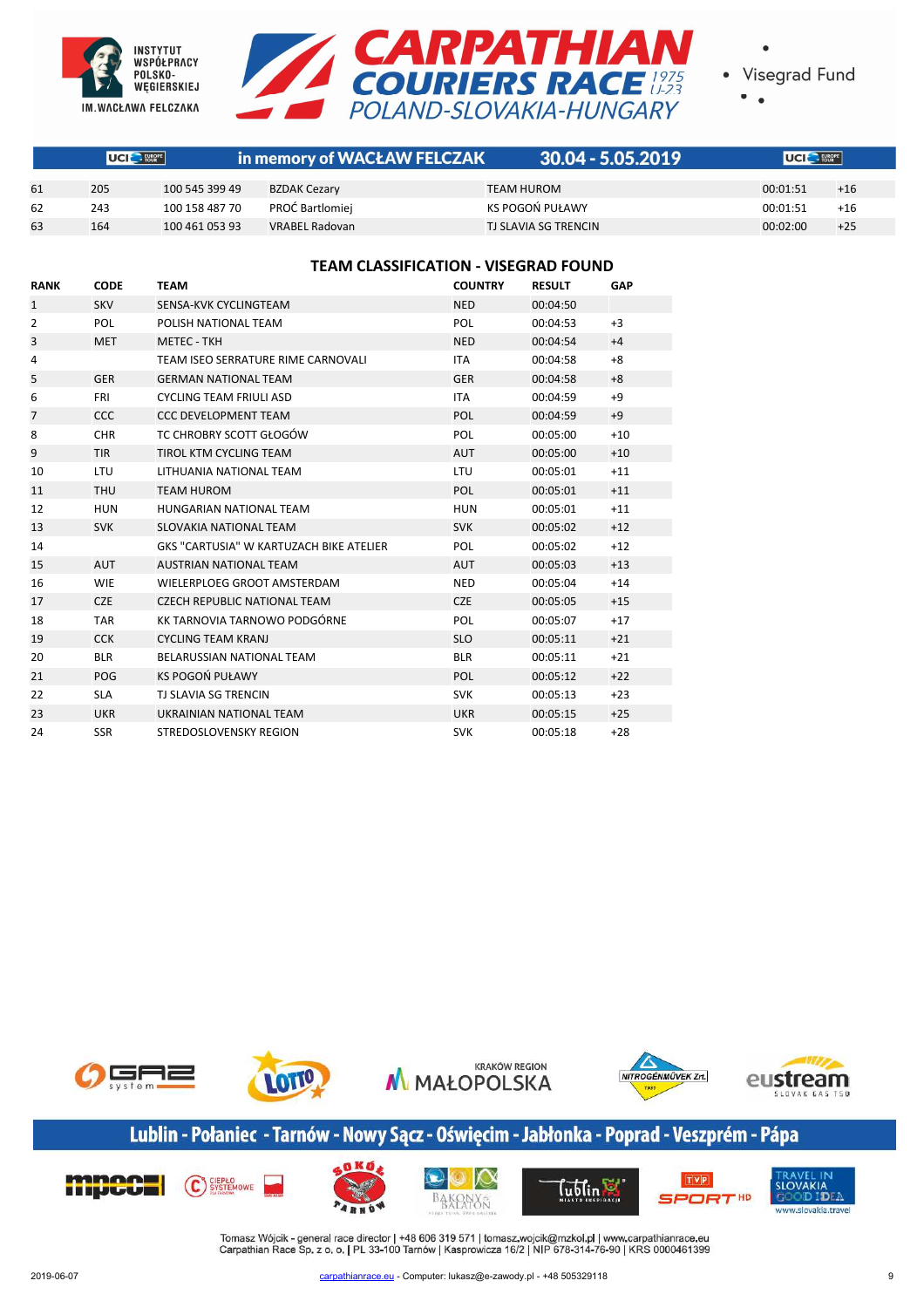| | | | | | | |
|---|---|---|---|---|---|---|
| 61 | 205 | 100 545 399 49 | BZDAK Cezary | TEAM HUROM | 00:01:51 | +16 |
| 62 | 243 | 100 158 487 70 | PROĆ Bartlomiej | KS POGOŃ PUŁAWY | 00:01:51 | +16 |
| 63 | 164 | 100 461 053 93 | VRABEL Radovan | TJ SLAVIA SG TRENCIN | 00:02:00 | +25 |

## TEAM CLASSIFICATION - VISEGRAD FOUND

| RANK | CODE | TEAM | COUNTRY | RESULT | GAP |
|---|---|---|---|---|---|
| 1 | SKV | SENSA-KVK CYCLINGTEAM | NED | 00:04:50 | |
| 2 | POL | POLISH NATIONAL TEAM | POL | 00:04:53 | +3 |
| 3 | MET | METEC - TKH | NED | 00:04:54 | +4 |
| 4 | | TEAM ISEO SERRATURE RIME CARNOVALI | ITA | 00:04:58 | +8 |
| 5 | GER | GERMAN NATIONAL TEAM | GER | 00:04:58 | +8 |
| 6 | FRI | CYCLING TEAM FRIULI ASD | ITA | 00:04:59 | +9 |
| 7 | CCC | CCC DEVELOPMENT TEAM | POL | 00:04:59 | +9 |
| 8 | CHR | TC CHROBRY SCOTT GŁOGÓW | POL | 00:05:00 | +10 |
| 9 | TIR | TIROL KTM CYCLING TEAM | AUT | 00:05:00 | +10 |
| 10 | LTU | LITHUANIA NATIONAL TEAM | LTU | 00:05:01 | +11 |
| 11 | THU | TEAM HUROM | POL | 00:05:01 | +11 |
| 12 | HUN | HUNGARIAN NATIONAL TEAM | HUN | 00:05:01 | +11 |
| 13 | SVK | SLOVAKIA NATIONAL TEAM | SVK | 00:05:02 | +12 |
| 14 | | GKS "CARTUSIA" W KARTUZACH BIKE ATELIER | POL | 00:05:02 | +12 |
| 15 | AUT | AUSTRIAN NATIONAL TEAM | AUT | 00:05:03 | +13 |
| 16 | WIE | WIELERPLOEG GROOT AMSTERDAM | NED | 00:05:04 | +14 |
| 17 | CZE | CZECH REPUBLIC NATIONAL TEAM | CZE | 00:05:05 | +15 |
| 18 | TAR | KK TARNOVIA TARNOWO PODGÓRNE | POL | 00:05:07 | +17 |
| 19 | CCK | CYCLING TEAM KRANJ | SLO | 00:05:11 | +21 |
| 20 | BLR | BELARUSSIAN NATIONAL TEAM | BLR | 00:05:11 | +21 |
| 21 | POG | KS POGOŃ PUŁAWY | POL | 00:05:12 | +22 |
| 22 | SLA | TJ SLAVIA SG TRENCIN | SVK | 00:05:13 | +23 |
| 23 | UKR | UKRAINIAN NATIONAL TEAM | UKR | 00:05:15 | +25 |
| 24 | SSR | STREDOSLOVENSKY REGION | SVK | 00:05:18 | +28 |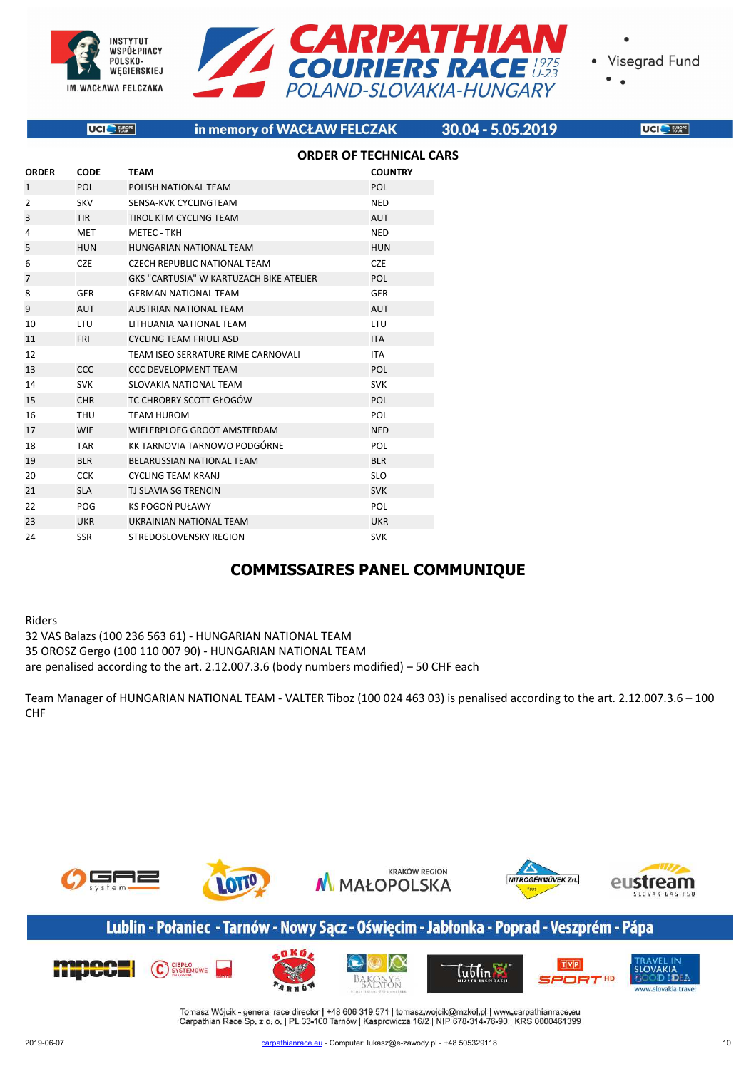in memory of WACŁAW FELCZAK 30.04 - 5.05.2019

## ORDER OF TECHNICAL CARS

| ORDER | CODE | TEAM | COUNTRY |
|---|---|---|---|
| 1 | POL | POLISH NATIONAL TEAM | POL |
| 2 | SKV | SENSA-KVK CYCLINGTEAM | NED |
| 3 | TIR | TIROL KTM CYCLING TEAM | AUT |
| 4 | MET | METEC - TKH | NED |
| 5 | HUN | HUNGARIAN NATIONAL TEAM | HUN |
| 6 | CZE | CZECH REPUBLIC NATIONAL TEAM | CZE |
| 7 | | GKS "CARTUSIA" W KARTUZACH BIKE ATELIER | POL |
| 8 | GER | GERMAN NATIONAL TEAM | GER |
| 9 | AUT | AUSTRIAN NATIONAL TEAM | AUT |
| 10 | LTU | LITHUANIA NATIONAL TEAM | LTU |
| 11 | FRI | CYCLING TEAM FRIULI ASD | ITA |
| 12 | | TEAM ISEO SERRATURE RIME CARNOVALI | ITA |
| 13 | CCC | CCC DEVELOPMENT TEAM | POL |
| 14 | SVK | SLOVAKIA NATIONAL TEAM | SVK |
| 15 | CHR | TC CHROBRY SCOTT GŁOGÓW | POL |
| 16 | THU | TEAM HUROM | POL |
| 17 | WIE | WIELERPLOEG GROOT AMSTERDAM | NED |
| 18 | TAR | KK TARNOVIA TARNOWO PODGÓRNE | POL |
| 19 | BLR | BELARUSSIAN NATIONAL TEAM | BLR |
| 20 | CCK | CYCLING TEAM KRANJ | SLO |
| 21 | SLA | TJ SLAVIA SG TRENCIN | SVK |
| 22 | POG | KS POGOŃ PUŁAWY | POL |
| 23 | UKR | UKRAINIAN NATIONAL TEAM | UKR |
| 24 | SSR | STREDOSLOVENSKY REGION | SVK |

## COMMISSAIRES PANEL COMMUNIQUE

Riders
32 VAS Balazs (100 236 563 61) - HUNGARIAN NATIONAL TEAM
35 OROSZ Gergo (100 110 007 90) - HUNGARIAN NATIONAL TEAM
are penalised according to the art. 2.12.007.3.6 (body numbers modified) – 50 CHF each

Team Manager of HUNGARIAN NATIONAL TEAM - VALTER Tiboz (100 024 463 03) is penalised according to the art. 2.12.007.3.6 – 100 CHF

Lublin - Połaniec - Tarnów - Nowy Sącz - Oświęcim - Jabłonka - Poprad - Veszprém - Pápa

Tomasz Wójcik - general race director | +48 606 319 571 | tomasz.wojcik@mzkol.pl | www.carpathianrace.eu
Carpathian Race Sp. z o. o. | PL 33-100 Tarnów | Kasprowicza 16/2 | NIP 678-314-76-90 | KRS 0000461399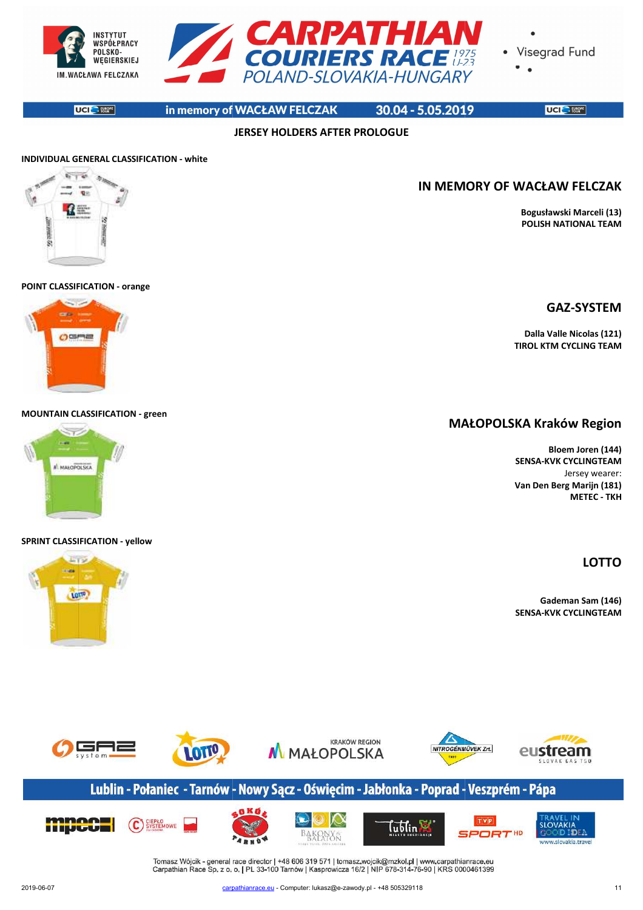## JERSEY HOLDERS AFTER PROLOGUE

**INDIVIDUAL GENERAL CLASSIFICATION - white**

### IN MEMORY OF WACŁAW FELCZAK

**Bogusławski Marceli (13)**
**POLISH NATIONAL TEAM**

**POINT CLASSIFICATION - orange**

### GAZ-SYSTEM

**Dalla Valle Nicolas (121)**
**TIROL KTM CYCLING TEAM**

**MOUNTAIN CLASSIFICATION - green**

### MAŁOPOLSKA Kraków Region

**Bloem Joren (144)**
**SENSA-KVK CYCLINGTEAM**
Jersey wearer:
**Van Den Berg Marijn (181)**
**METEC - TKH**

**SPRINT CLASSIFICATION - yellow**

### LOTTO

**Gademan Sam (146)**
**SENSA-KVK CYCLINGTEAM**

Lublin - Połaniec - Tarnów - Nowy Sącz - Oświęcim - Jabłonka - Poprad - Veszprém - Pápa

Tomasz Wójcik - general race director | +48 606 319 571 | tomasz.wojcik@mzkol.pl | www.carpathianrace.eu
Carpathian Race Sp. z o. o. | PL 33-100 Tarnów | Kasprowicza 16/2 | NIP 678-314-76-90 | KRS 0000461399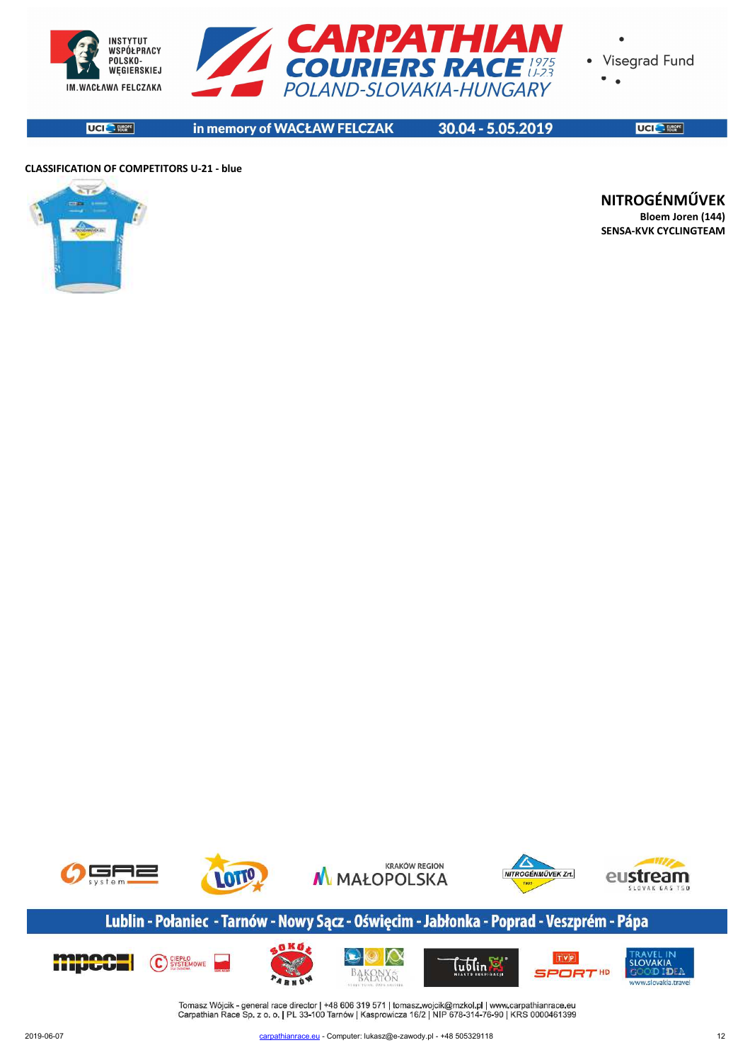CLASSIFICATION OF COMPETITORS U-21 - blue

**NITROGÉNMŰVEK**

**Bloem Joren (144)**

**SENSA-KVK CYCLINGTEAM**